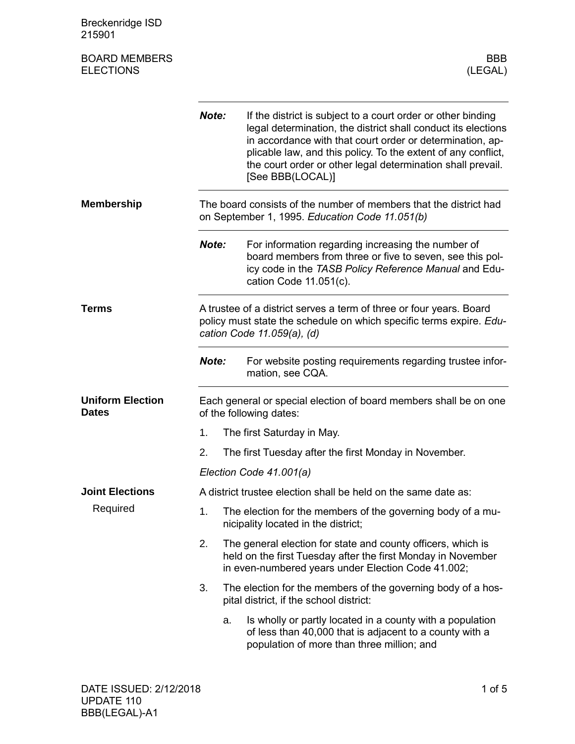Breckenridge ISD
215901

BOARD MEMBERS
ELECTIONS

BBB
(LEGAL)

**Note:** If the district is subject to a court order or other binding legal determination, the district shall conduct its elections in accordance with that court order or determination, applicable law, and this policy. To the extent of any conflict, the court order or other legal determination shall prevail. [See BBB(LOCAL)]

## Membership

The board consists of the number of members that the district had on September 1, 1995. *Education Code 11.051(b)*

**Note:** For information regarding increasing the number of board members from three or five to seven, see this policy code in the *TASB Policy Reference Manual* and Education Code 11.051(c).

## Terms

A trustee of a district serves a term of three or four years. Board policy must state the schedule on which specific terms expire. *Education Code 11.059(a), (d)*

**Note:** For website posting requirements regarding trustee information, see CQA.

## Uniform Election Dates

Each general or special election of board members shall be on one of the following dates:

1. The first Saturday in May.
2. The first Tuesday after the first Monday in November.

*Election Code 41.001(a)*

## Joint Elections

### Required

A district trustee election shall be held on the same date as:

1. The election for the members of the governing body of a municipality located in the district;
2. The general election for state and county officers, which is held on the first Tuesday after the first Monday in November in even-numbered years under Election Code 41.002;
3. The election for the members of the governing body of a hospital district, if the school district:
   a. Is wholly or partly located in a county with a population of less than 40,000 that is adjacent to a county with a population of more than three million; and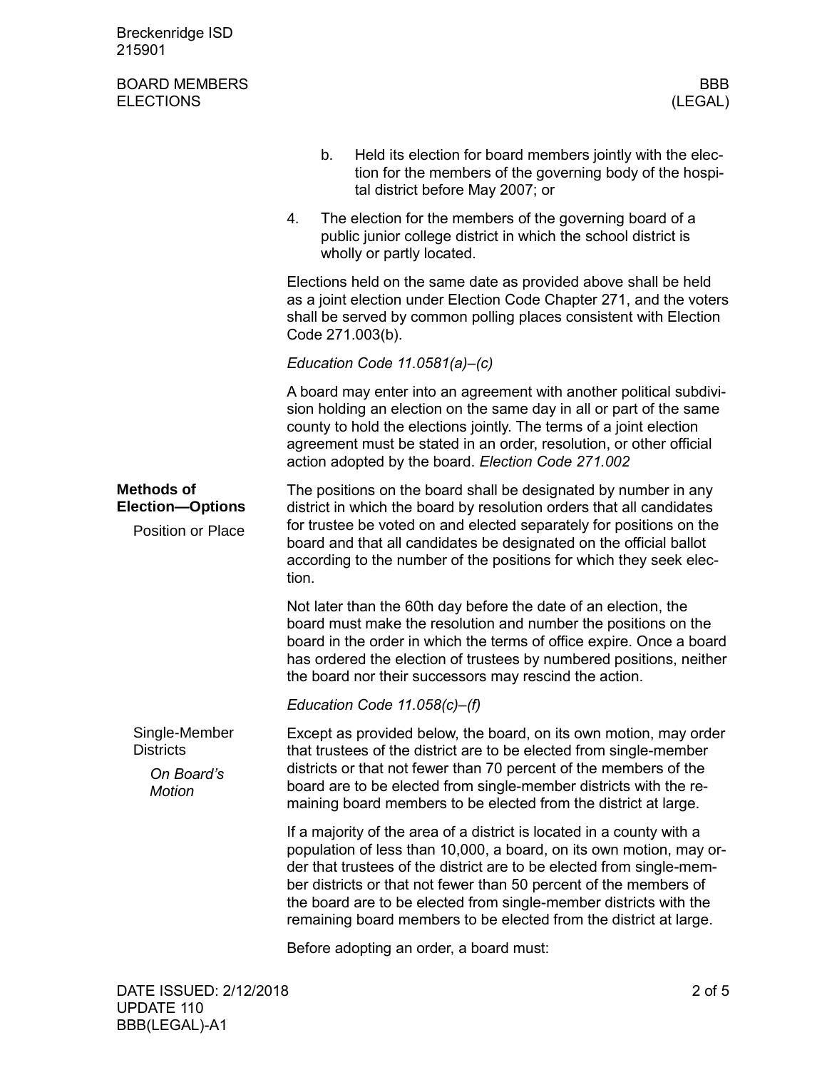b. Held its election for board members jointly with the election for the members of the governing body of the hospital district before May 2007; or

4. The election for the members of the governing board of a public junior college district in which the school district is wholly or partly located.

Elections held on the same date as provided above shall be held as a joint election under Election Code Chapter 271, and the voters shall be served by common polling places consistent with Election Code 271.003(b).

*Education Code 11.0581(a)–(c)*

A board may enter into an agreement with another political subdivision holding an election on the same day in all or part of the same county to hold the elections jointly. The terms of a joint election agreement must be stated in an order, resolution, or other official action adopted by the board. *Election Code 271.002*

## Methods of Election—Options

### Position or Place

The positions on the board shall be designated by number in any district in which the board by resolution orders that all candidates for trustee be voted on and elected separately for positions on the board and that all candidates be designated on the official ballot according to the number of the positions for which they seek election.

Not later than the 60th day before the date of an election, the board must make the resolution and number the positions on the board in the order in which the terms of office expire. Once a board has ordered the election of trustees by numbered positions, neither the board nor their successors may rescind the action.

*Education Code 11.058(c)–(f)*

### Single-Member Districts

#### *On Board's Motion*

Except as provided below, the board, on its own motion, may order that trustees of the district are to be elected from single-member districts or that not fewer than 70 percent of the members of the board are to be elected from single-member districts with the remaining board members to be elected from the district at large.

If a majority of the area of a district is located in a county with a population of less than 10,000, a board, on its own motion, may order that trustees of the district are to be elected from single-member districts or that not fewer than 50 percent of the members of the board are to be elected from single-member districts with the remaining board members to be elected from the district at large.

Before adopting an order, a board must: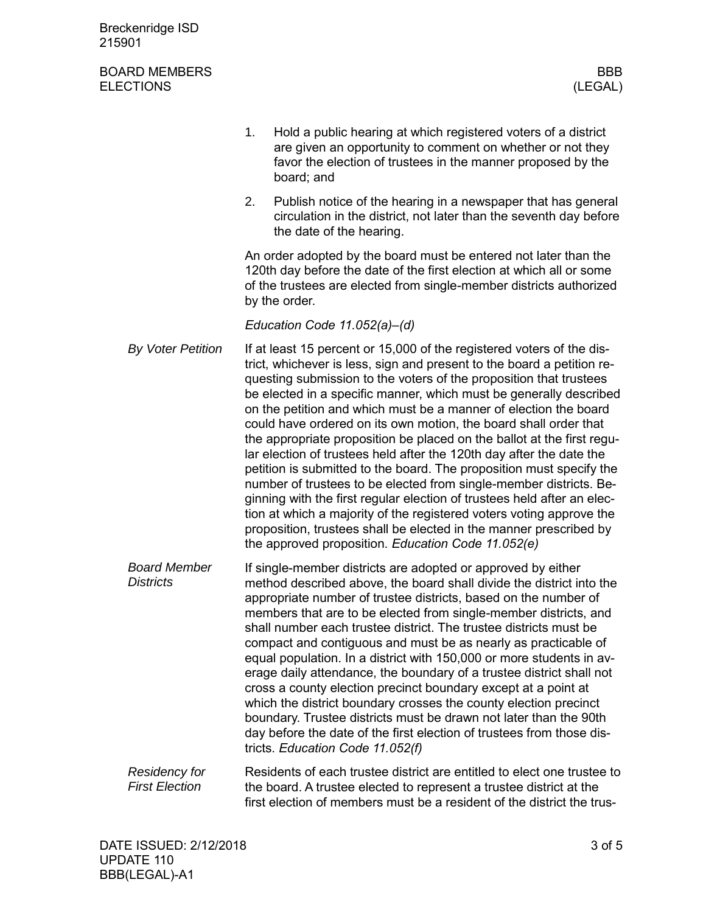1. Hold a public hearing at which registered voters of a district are given an opportunity to comment on whether or not they favor the election of trustees in the manner proposed by the board; and
2. Publish notice of the hearing in a newspaper that has general circulation in the district, not later than the seventh day before the date of the hearing.

An order adopted by the board must be entered not later than the 120th day before the date of the first election at which all or some of the trustees are elected from single-member districts authorized by the order.

*Education Code 11.052(a)–(d)*

### *By Voter Petition*

If at least 15 percent or 15,000 of the registered voters of the district, whichever is less, sign and present to the board a petition requesting submission to the voters of the proposition that trustees be elected in a specific manner, which must be generally described on the petition and which must be a manner of election the board could have ordered on its own motion, the board shall order that the appropriate proposition be placed on the ballot at the first regular election of trustees held after the 120th day after the date the petition is submitted to the board. The proposition must specify the number of trustees to be elected from single-member districts. Beginning with the first regular election of trustees held after an election at which a majority of the registered voters voting approve the proposition, trustees shall be elected in the manner prescribed by the approved proposition. *Education Code 11.052(e)*

### *Board Member Districts*

If single-member districts are adopted or approved by either method described above, the board shall divide the district into the appropriate number of trustee districts, based on the number of members that are to be elected from single-member districts, and shall number each trustee district. The trustee districts must be compact and contiguous and must be as nearly as practicable of equal population. In a district with 150,000 or more students in average daily attendance, the boundary of a trustee district shall not cross a county election precinct boundary except at a point at which the district boundary crosses the county election precinct boundary. Trustee districts must be drawn not later than the 90th day before the date of the first election of trustees from those districts. *Education Code 11.052(f)*

### *Residency for First Election*

Residents of each trustee district are entitled to elect one trustee to the board. A trustee elected to represent a trustee district at the first election of members must be a resident of the district the trus-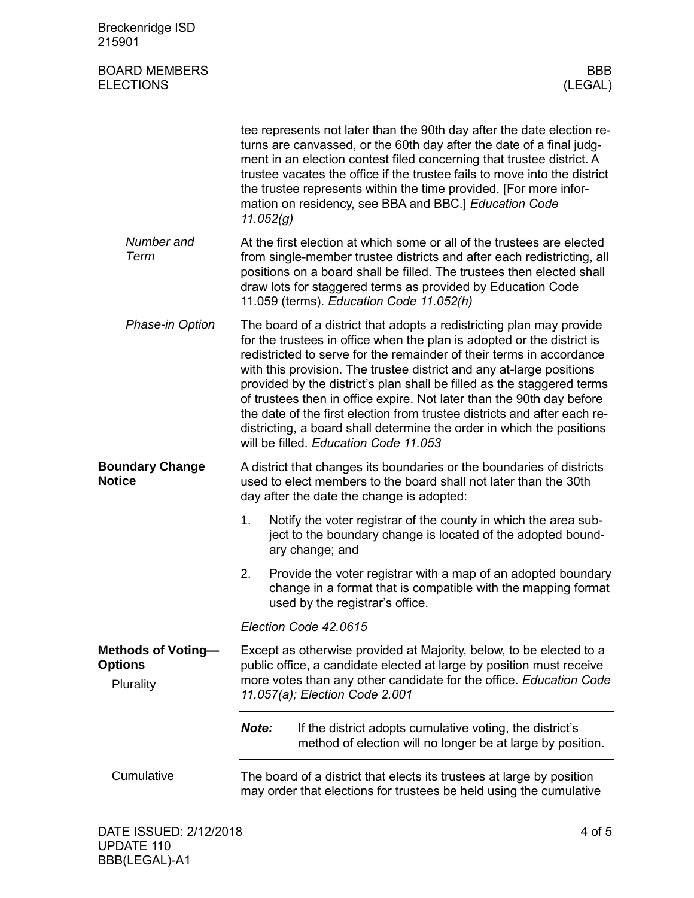tee represents not later than the 90th day after the date election returns are canvassed, or the 60th day after the date of a final judgment in an election contest filed concerning that trustee district. A trustee vacates the office if the trustee fails to move into the district the trustee represents within the time provided. [For more information on residency, see BBA and BBC.] *Education Code 11.052(g)*

*Number and Term*

At the first election at which some or all of the trustees are elected from single-member trustee districts and after each redistricting, all positions on a board shall be filled. The trustees then elected shall draw lots for staggered terms as provided by Education Code 11.059 (terms). *Education Code 11.052(h)*

*Phase-in Option*

The board of a district that adopts a redistricting plan may provide for the trustees in office when the plan is adopted or the district is redistricted to serve for the remainder of their terms in accordance with this provision. The trustee district and any at-large positions provided by the district's plan shall be filled as the staggered terms of trustees then in office expire. Not later than the 90th day before the date of the first election from trustee districts and after each redistricting, a board shall determine the order in which the positions will be filled. *Education Code 11.053*

## Boundary Change Notice

A district that changes its boundaries or the boundaries of districts used to elect members to the board shall not later than the 30th day after the date the change is adopted:

1. Notify the voter registrar of the county in which the area subject to the boundary change is located of the adopted boundary change; and
2. Provide the voter registrar with a map of an adopted boundary change in a format that is compatible with the mapping format used by the registrar's office.

*Election Code 42.0615*

## Methods of Voting—Options

### Plurality

Except as otherwise provided at Majority, below, to be elected to a public office, a candidate elected at large by position must receive more votes than any other candidate for the office. *Education Code 11.057(a); Election Code 2.001*

***Note:*** If the district adopts cumulative voting, the district's method of election will no longer be at large by position.

### Cumulative

The board of a district that elects its trustees at large by position may order that elections for trustees be held using the cumulative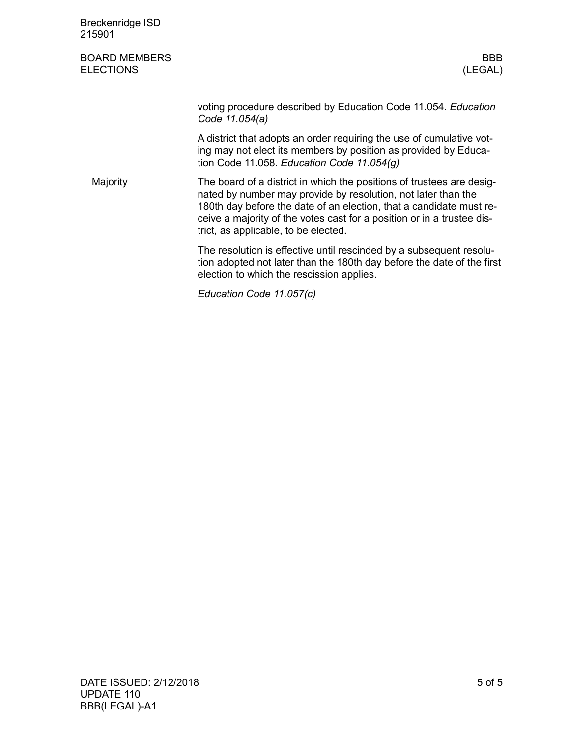voting procedure described by Education Code 11.054. *Education Code 11.054(a)*

A district that adopts an order requiring the use of cumulative voting may not elect its members by position as provided by Education Code 11.058. *Education Code 11.054(g)*

**Majority**

The board of a district in which the positions of trustees are designated by number may provide by resolution, not later than the 180th day before the date of an election, that a candidate must receive a majority of the votes cast for a position or in a trustee district, as applicable, to be elected.

The resolution is effective until rescinded by a subsequent resolution adopted not later than the 180th day before the date of the first election to which the rescission applies.

*Education Code 11.057(c)*